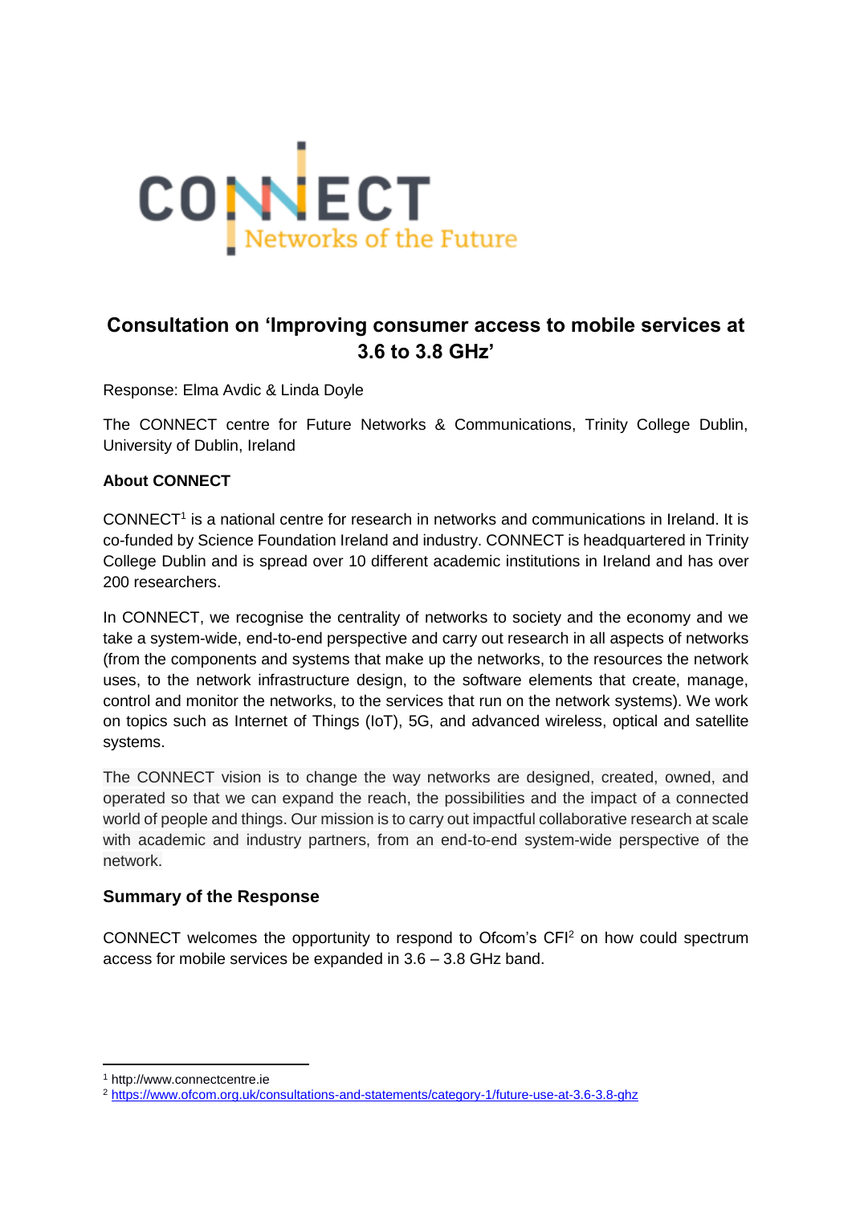CONNECT
Networks of the Future

# Consultation on 'Improving consumer access to mobile services at 3.6 to 3.8 GHz'

Response: Elma Avdic & Linda Doyle

The CONNECT centre for Future Networks & Communications, Trinity College Dublin, University of Dublin, Ireland

### About CONNECT

CONNECT[1] is a national centre for research in networks and communications in Ireland. It is co-funded by Science Foundation Ireland and industry. CONNECT is headquartered in Trinity College Dublin and is spread over 10 different academic institutions in Ireland and has over 200 researchers.

In CONNECT, we recognise the centrality of networks to society and the economy and we take a system-wide, end-to-end perspective and carry out research in all aspects of networks (from the components and systems that make up the networks, to the resources the network uses, to the network infrastructure design, to the software elements that create, manage, control and monitor the networks, to the services that run on the network systems). We work on topics such as Internet of Things (IoT), 5G, and advanced wireless, optical and satellite systems.

The CONNECT vision is to change the way networks are designed, created, owned, and operated so that we can expand the reach, the possibilities and the impact of a connected world of people and things. Our mission is to carry out impactful collaborative research at scale with academic and industry partners, from an end-to-end system-wide perspective of the network.

### Summary of the Response

CONNECT welcomes the opportunity to respond to Ofcom's CFI[2] on how could spectrum access for mobile services be expanded in 3.6 – 3.8 GHz band.

[1] http://www.connectcentre.ie

[2] https://www.ofcom.org.uk/consultations-and-statements/category-1/future-use-at-3.6-3.8-ghz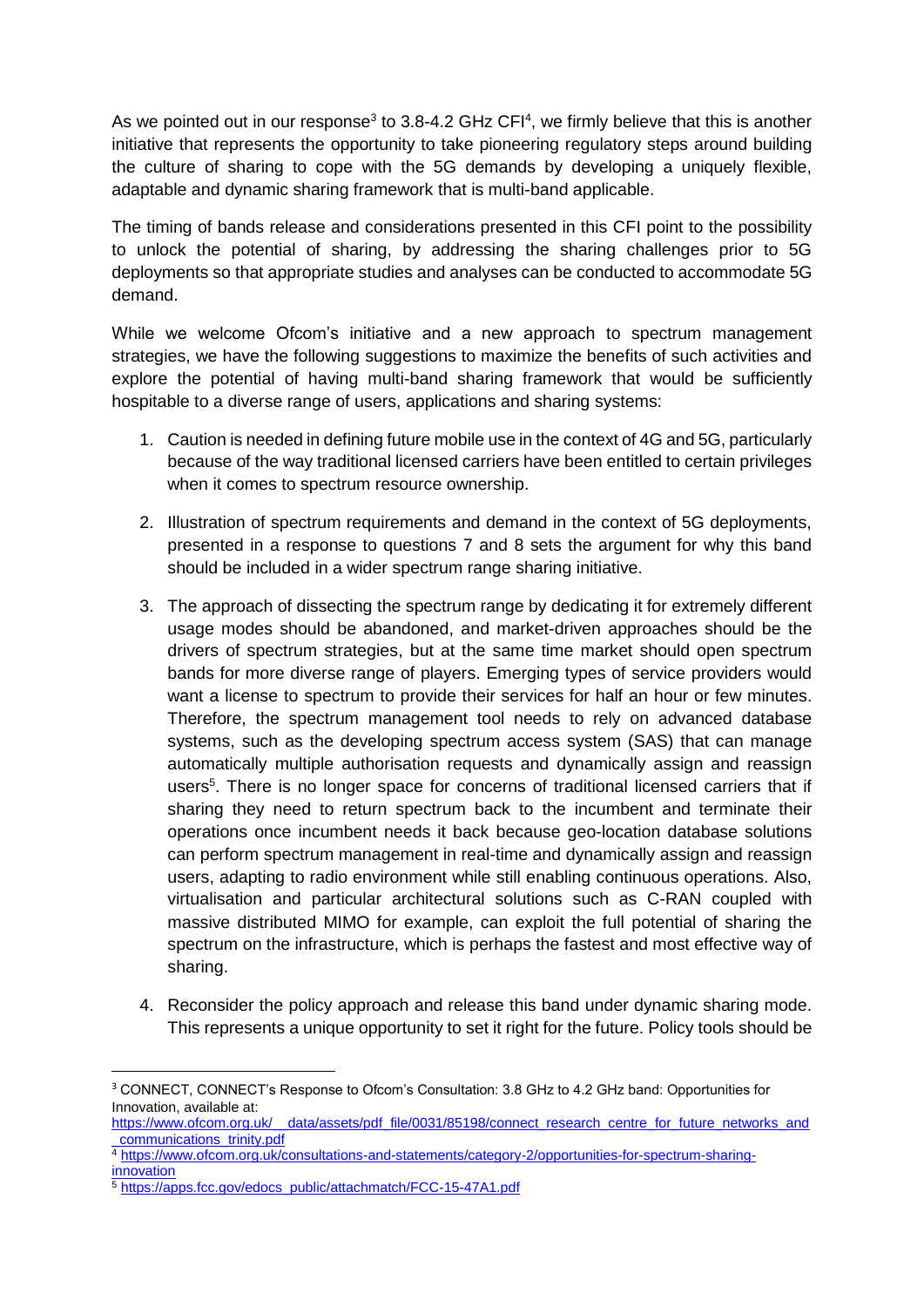As we pointed out in our response[3] to 3.8-4.2 GHz CFI[4], we firmly believe that this is another initiative that represents the opportunity to take pioneering regulatory steps around building the culture of sharing to cope with the 5G demands by developing a uniquely flexible, adaptable and dynamic sharing framework that is multi-band applicable.

The timing of bands release and considerations presented in this CFI point to the possibility to unlock the potential of sharing, by addressing the sharing challenges prior to 5G deployments so that appropriate studies and analyses can be conducted to accommodate 5G demand.

While we welcome Ofcom's initiative and a new approach to spectrum management strategies, we have the following suggestions to maximize the benefits of such activities and explore the potential of having multi-band sharing framework that would be sufficiently hospitable to a diverse range of users, applications and sharing systems:

1. Caution is needed in defining future mobile use in the context of 4G and 5G, particularly because of the way traditional licensed carriers have been entitled to certain privileges when it comes to spectrum resource ownership.

2. Illustration of spectrum requirements and demand in the context of 5G deployments, presented in a response to questions 7 and 8 sets the argument for why this band should be included in a wider spectrum range sharing initiative.

3. The approach of dissecting the spectrum range by dedicating it for extremely different usage modes should be abandoned, and market-driven approaches should be the drivers of spectrum strategies, but at the same time market should open spectrum bands for more diverse range of players. Emerging types of service providers would want a license to spectrum to provide their services for half an hour or few minutes. Therefore, the spectrum management tool needs to rely on advanced database systems, such as the developing spectrum access system (SAS) that can manage automatically multiple authorisation requests and dynamically assign and reassign users[5]. There is no longer space for concerns of traditional licensed carriers that if sharing they need to return spectrum back to the incumbent and terminate their operations once incumbent needs it back because geo-location database solutions can perform spectrum management in real-time and dynamically assign and reassign users, adapting to radio environment while still enabling continuous operations. Also, virtualisation and particular architectural solutions such as C-RAN coupled with massive distributed MIMO for example, can exploit the full potential of sharing the spectrum on the infrastructure, which is perhaps the fastest and most effective way of sharing.

4. Reconsider the policy approach and release this band under dynamic sharing mode. This represents a unique opportunity to set it right for the future. Policy tools should be

---

[3] CONNECT, CONNECT's Response to Ofcom's Consultation: 3.8 GHz to 4.2 GHz band: Opportunities for Innovation, available at: https://www.ofcom.org.uk/__data/assets/pdf_file/0031/85198/connect_research_centre_for_future_networks_and_communications_trinity.pdf

[4] https://www.ofcom.org.uk/consultations-and-statements/category-2/opportunities-for-spectrum-sharing-innovation

[5] https://apps.fcc.gov/edocs_public/attachmatch/FCC-15-47A1.pdf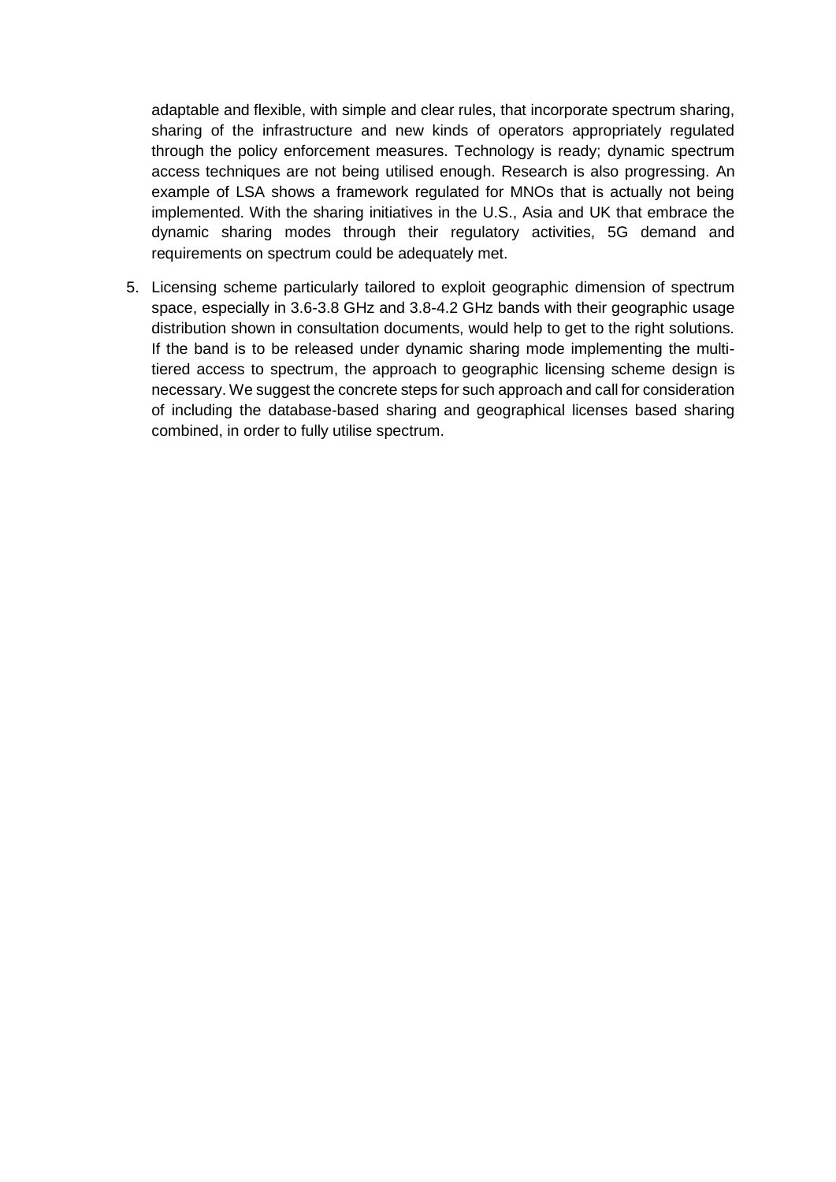adaptable and flexible, with simple and clear rules, that incorporate spectrum sharing, sharing of the infrastructure and new kinds of operators appropriately regulated through the policy enforcement measures. Technology is ready; dynamic spectrum access techniques are not being utilised enough. Research is also progressing. An example of LSA shows a framework regulated for MNOs that is actually not being implemented. With the sharing initiatives in the U.S., Asia and UK that embrace the dynamic sharing modes through their regulatory activities, 5G demand and requirements on spectrum could be adequately met.

5. Licensing scheme particularly tailored to exploit geographic dimension of spectrum space, especially in 3.6-3.8 GHz and 3.8-4.2 GHz bands with their geographic usage distribution shown in consultation documents, would help to get to the right solutions. If the band is to be released under dynamic sharing mode implementing the multi-tiered access to spectrum, the approach to geographic licensing scheme design is necessary. We suggest the concrete steps for such approach and call for consideration of including the database-based sharing and geographical licenses based sharing combined, in order to fully utilise spectrum.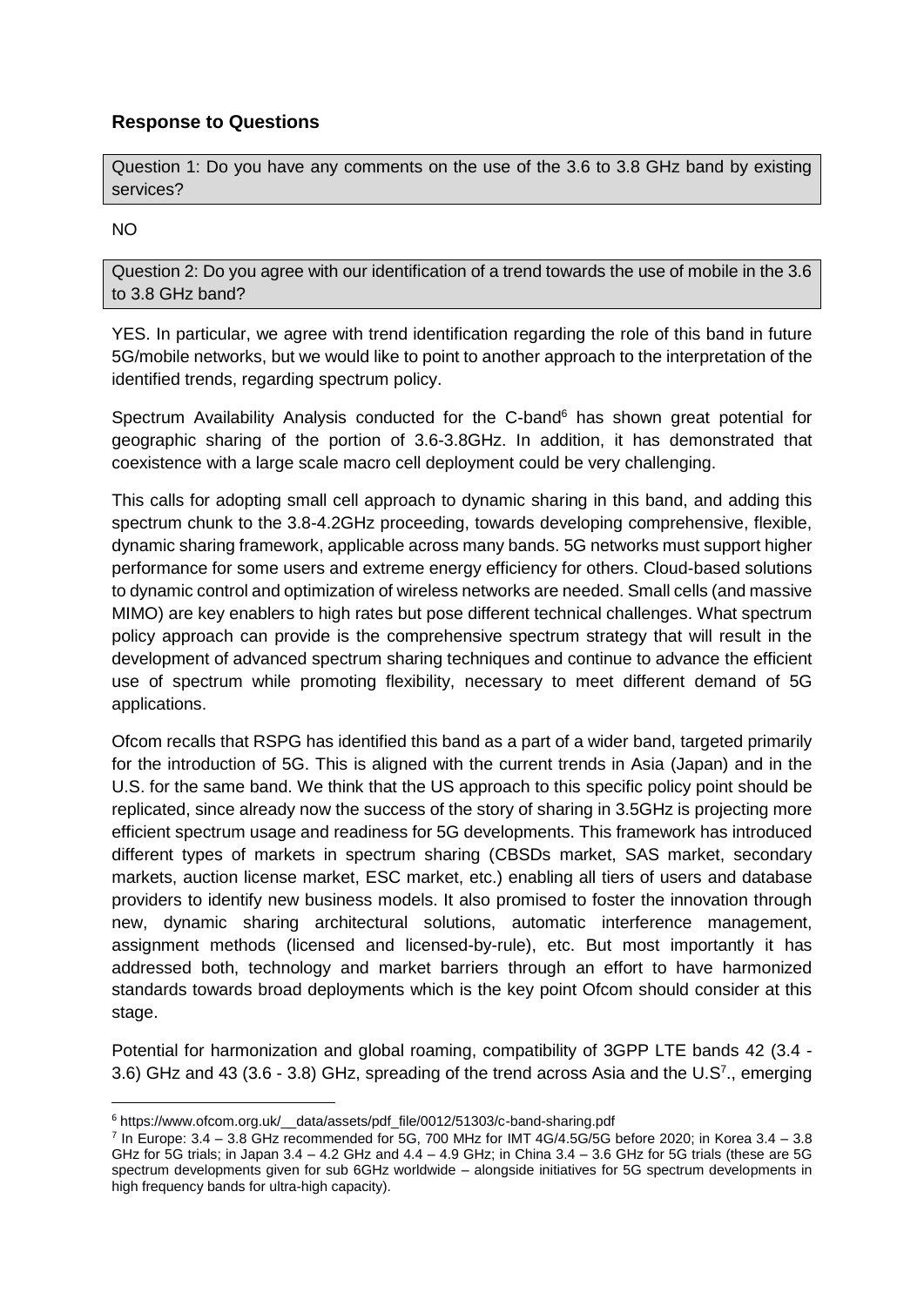## Response to Questions

Question 1: Do you have any comments on the use of the 3.6 to 3.8 GHz band by existing services?

NO

Question 2: Do you agree with our identification of a trend towards the use of mobile in the 3.6 to 3.8 GHz band?

YES. In particular, we agree with trend identification regarding the role of this band in future 5G/mobile networks, but we would like to point to another approach to the interpretation of the identified trends, regarding spectrum policy.

Spectrum Availability Analysis conducted for the C-band[6] has shown great potential for geographic sharing of the portion of 3.6-3.8GHz. In addition, it has demonstrated that coexistence with a large scale macro cell deployment could be very challenging.

This calls for adopting small cell approach to dynamic sharing in this band, and adding this spectrum chunk to the 3.8-4.2GHz proceeding, towards developing comprehensive, flexible, dynamic sharing framework, applicable across many bands. 5G networks must support higher performance for some users and extreme energy efficiency for others. Cloud-based solutions to dynamic control and optimization of wireless networks are needed. Small cells (and massive MIMO) are key enablers to high rates but pose different technical challenges. What spectrum policy approach can provide is the comprehensive spectrum strategy that will result in the development of advanced spectrum sharing techniques and continue to advance the efficient use of spectrum while promoting flexibility, necessary to meet different demand of 5G applications.

Ofcom recalls that RSPG has identified this band as a part of a wider band, targeted primarily for the introduction of 5G. This is aligned with the current trends in Asia (Japan) and in the U.S. for the same band. We think that the US approach to this specific policy point should be replicated, since already now the success of the story of sharing in 3.5GHz is projecting more efficient spectrum usage and readiness for 5G developments. This framework has introduced different types of markets in spectrum sharing (CBSDs market, SAS market, secondary markets, auction license market, ESC market, etc.) enabling all tiers of users and database providers to identify new business models. It also promised to foster the innovation through new, dynamic sharing architectural solutions, automatic interference management, assignment methods (licensed and licensed-by-rule), etc. But most importantly it has addressed both, technology and market barriers through an effort to have harmonized standards towards broad deployments which is the key point Ofcom should consider at this stage.

Potential for harmonization and global roaming, compatibility of 3GPP LTE bands 42 (3.4 - 3.6) GHz and 43 (3.6 - 3.8) GHz, spreading of the trend across Asia and the U.S[7]., emerging

[6] https://www.ofcom.org.uk/__data/assets/pdf_file/0012/51303/c-band-sharing.pdf

[7] In Europe: 3.4 – 3.8 GHz recommended for 5G, 700 MHz for IMT 4G/4.5G/5G before 2020; in Korea 3.4 – 3.8 GHz for 5G trials; in Japan 3.4 – 4.2 GHz and 4.4 – 4.9 GHz; in China 3.4 – 3.6 GHz for 5G trials (these are 5G spectrum developments given for sub 6GHz worldwide – alongside initiatives for 5G spectrum developments in high frequency bands for ultra-high capacity).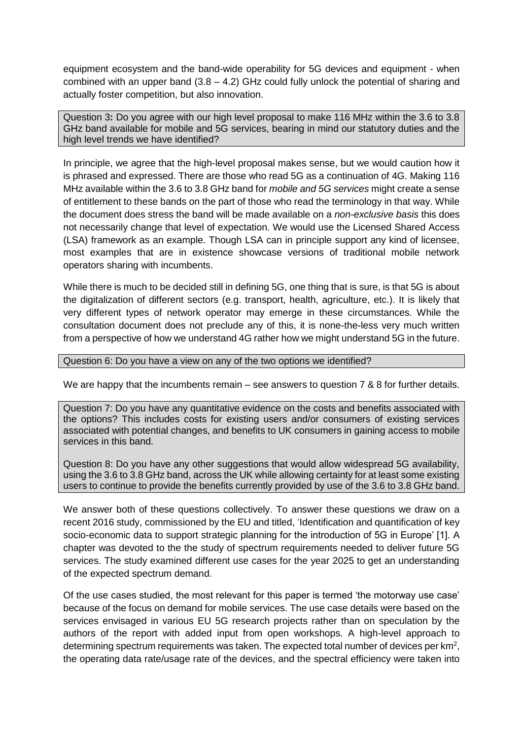equipment ecosystem and the band-wide operability for 5G devices and equipment - when combined with an upper band (3.8 – 4.2) GHz could fully unlock the potential of sharing and actually foster competition, but also innovation.

> Question 3**:** Do you agree with our high level proposal to make 116 MHz within the 3.6 to 3.8 GHz band available for mobile and 5G services, bearing in mind our statutory duties and the high level trends we have identified?

In principle, we agree that the high-level proposal makes sense, but we would caution how it is phrased and expressed. There are those who read 5G as a continuation of 4G. Making 116 MHz available within the 3.6 to 3.8 GHz band for *mobile and 5G services* might create a sense of entitlement to these bands on the part of those who read the terminology in that way. While the document does stress the band will be made available on a *non-exclusive basis* this does not necessarily change that level of expectation. We would use the Licensed Shared Access (LSA) framework as an example. Though LSA can in principle support any kind of licensee, most examples that are in existence showcase versions of traditional mobile network operators sharing with incumbents.

While there is much to be decided still in defining 5G, one thing that is sure, is that 5G is about the digitalization of different sectors (e.g. transport, health, agriculture, etc.). It is likely that very different types of network operator may emerge in these circumstances. While the consultation document does not preclude any of this, it is none-the-less very much written from a perspective of how we understand 4G rather how we might understand 5G in the future.

> Question 6: Do you have a view on any of the two options we identified?

We are happy that the incumbents remain – see answers to question 7 & 8 for further details.

> Question 7: Do you have any quantitative evidence on the costs and benefits associated with the options? This includes costs for existing users and/or consumers of existing services associated with potential changes, and benefits to UK consumers in gaining access to mobile services in this band.
>
> Question 8: Do you have any other suggestions that would allow widespread 5G availability, using the 3.6 to 3.8 GHz band, across the UK while allowing certainty for at least some existing users to continue to provide the benefits currently provided by use of the 3.6 to 3.8 GHz band.

We answer both of these questions collectively. To answer these questions we draw on a recent 2016 study, commissioned by the EU and titled, 'Identification and quantification of key socio-economic data to support strategic planning for the introduction of 5G in Europe' [1]. A chapter was devoted to the the study of spectrum requirements needed to deliver future 5G services. The study examined different use cases for the year 2025 to get an understanding of the expected spectrum demand.

Of the use cases studied, the most relevant for this paper is termed 'the motorway use case' because of the focus on demand for mobile services. The use case details were based on the services envisaged in various EU 5G research projects rather than on speculation by the authors of the report with added input from open workshops. A high-level approach to determining spectrum requirements was taken. The expected total number of devices per km$^2$, the operating data rate/usage rate of the devices, and the spectral efficiency were taken into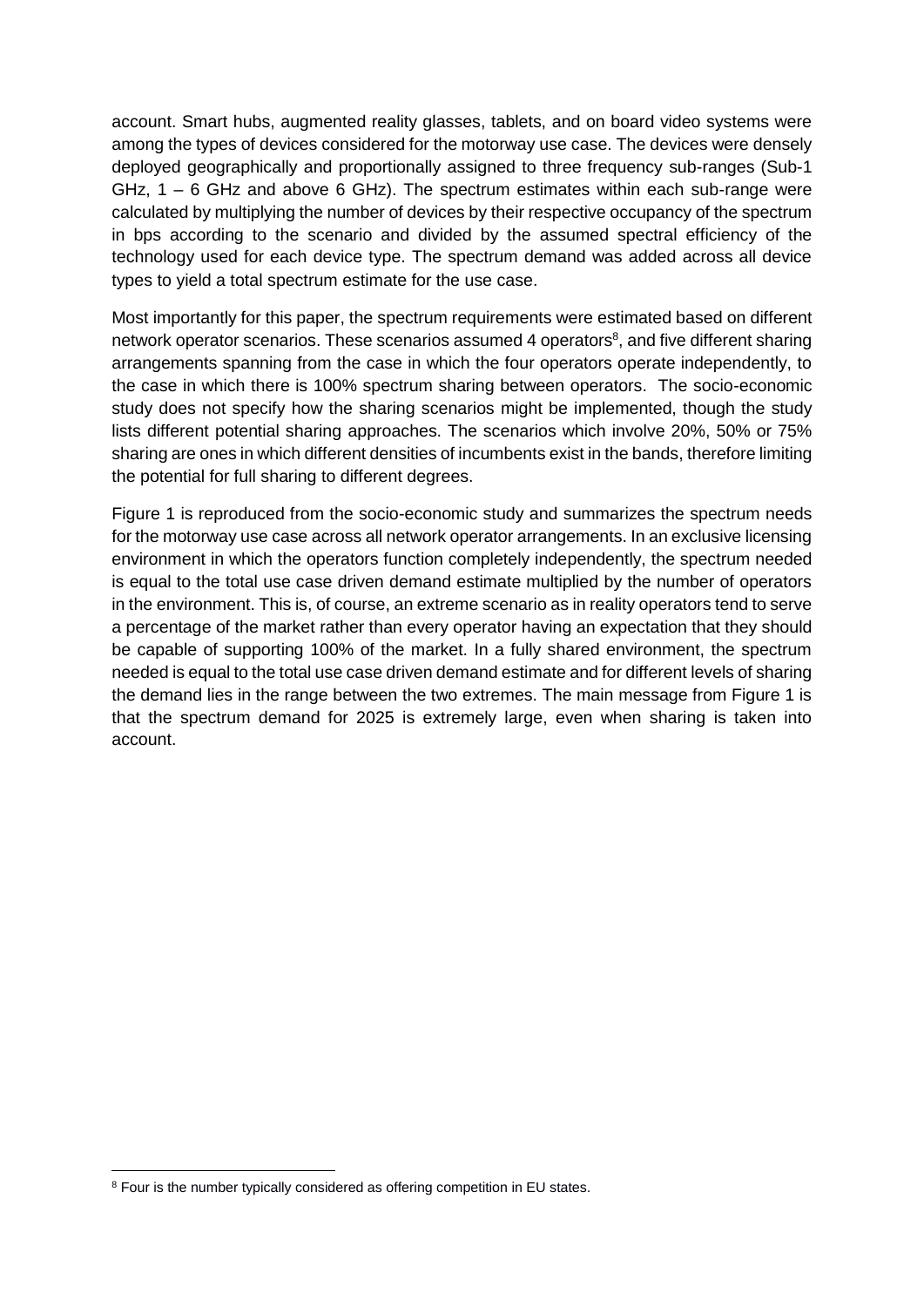account. Smart hubs, augmented reality glasses, tablets, and on board video systems were among the types of devices considered for the motorway use case. The devices were densely deployed geographically and proportionally assigned to three frequency sub-ranges (Sub-1 GHz, 1 – 6 GHz and above 6 GHz). The spectrum estimates within each sub-range were calculated by multiplying the number of devices by their respective occupancy of the spectrum in bps according to the scenario and divided by the assumed spectral efficiency of the technology used for each device type. The spectrum demand was added across all device types to yield a total spectrum estimate for the use case.

Most importantly for this paper, the spectrum requirements were estimated based on different network operator scenarios. These scenarios assumed 4 operators[8], and five different sharing arrangements spanning from the case in which the four operators operate independently, to the case in which there is 100% spectrum sharing between operators. The socio-economic study does not specify how the sharing scenarios might be implemented, though the study lists different potential sharing approaches. The scenarios which involve 20%, 50% or 75% sharing are ones in which different densities of incumbents exist in the bands, therefore limiting the potential for full sharing to different degrees.

Figure 1 is reproduced from the socio-economic study and summarizes the spectrum needs for the motorway use case across all network operator arrangements. In an exclusive licensing environment in which the operators function completely independently, the spectrum needed is equal to the total use case driven demand estimate multiplied by the number of operators in the environment. This is, of course, an extreme scenario as in reality operators tend to serve a percentage of the market rather than every operator having an expectation that they should be capable of supporting 100% of the market. In a fully shared environment, the spectrum needed is equal to the total use case driven demand estimate and for different levels of sharing the demand lies in the range between the two extremes. The main message from Figure 1 is that the spectrum demand for 2025 is extremely large, even when sharing is taken into account.

[8] Four is the number typically considered as offering competition in EU states.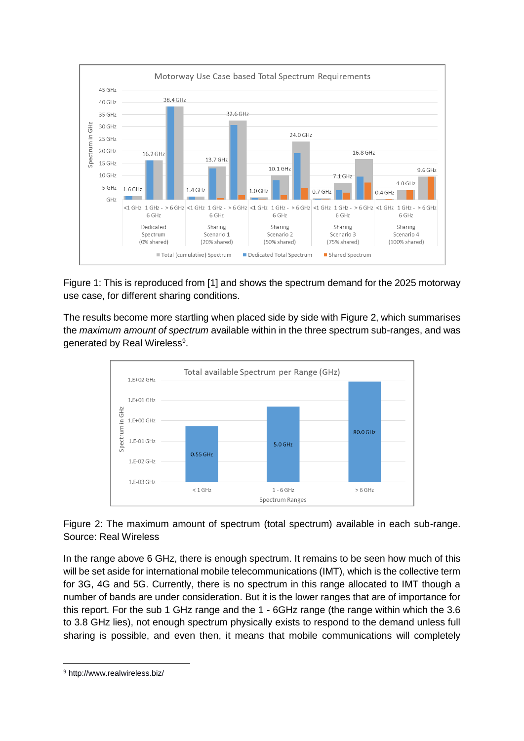Figure 1: This is reproduced from [1] and shows the spectrum demand for the 2025 motorway use case, for different sharing conditions.

The results become more startling when placed side by side with Figure 2, which summarises the *maximum amount of spectrum* available within in the three spectrum sub-ranges, and was generated by Real Wireless[9].

Figure 2: The maximum amount of spectrum (total spectrum) available in each sub-range. Source: Real Wireless

In the range above 6 GHz, there is enough spectrum. It remains to be seen how much of this will be set aside for international mobile telecommunications (IMT), which is the collective term for 3G, 4G and 5G. Currently, there is no spectrum in this range allocated to IMT though a number of bands are under consideration. But it is the lower ranges that are of importance for this report. For the sub 1 GHz range and the 1 - 6GHz range (the range within which the 3.6 to 3.8 GHz lies), not enough spectrum physically exists to respond to the demand unless full sharing is possible, and even then, it means that mobile communications will completely

[9] http://www.realwireless.biz/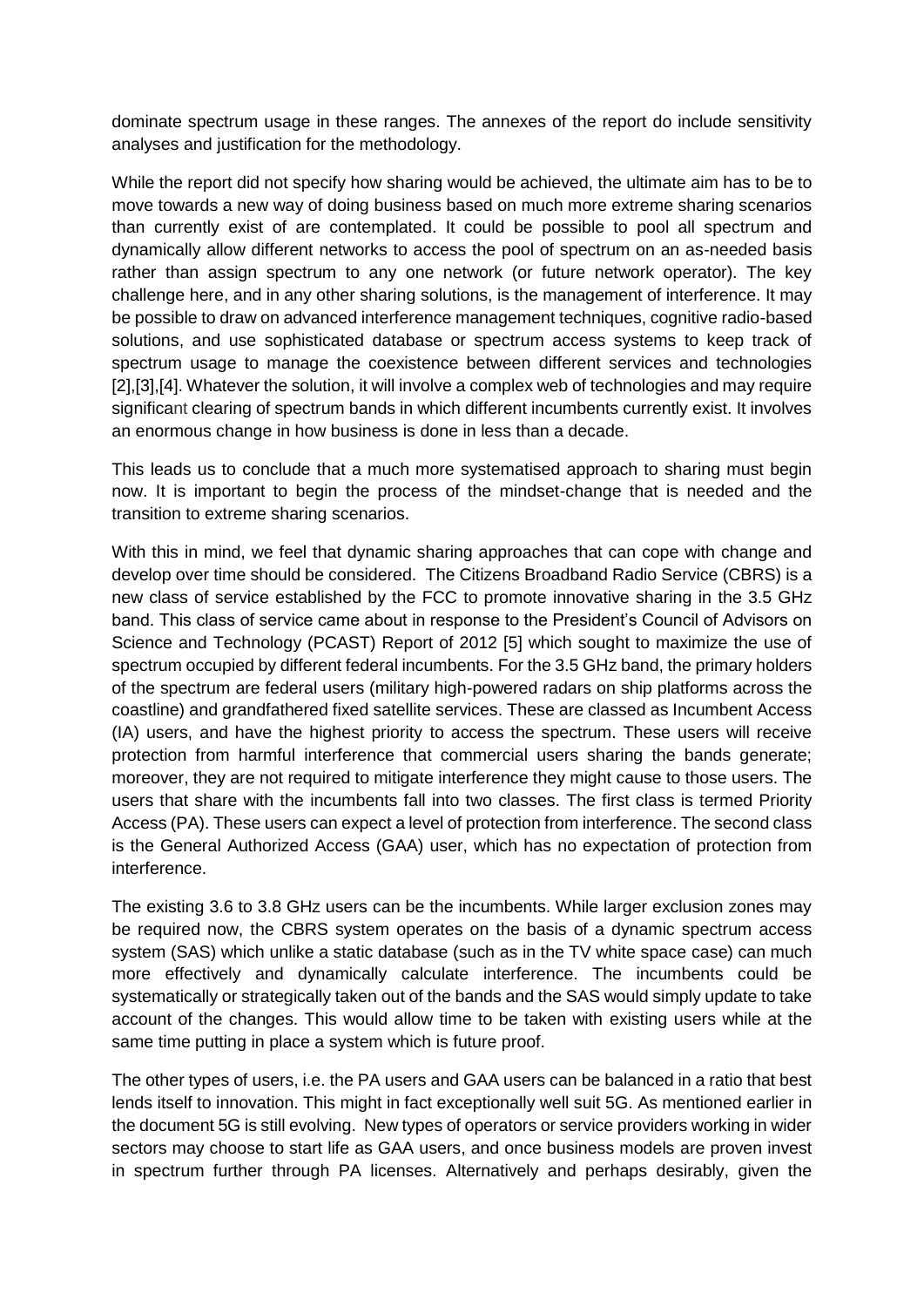dominate spectrum usage in these ranges. The annexes of the report do include sensitivity analyses and justification for the methodology.

While the report did not specify how sharing would be achieved, the ultimate aim has to be to move towards a new way of doing business based on much more extreme sharing scenarios than currently exist of are contemplated. It could be possible to pool all spectrum and dynamically allow different networks to access the pool of spectrum on an as-needed basis rather than assign spectrum to any one network (or future network operator). The key challenge here, and in any other sharing solutions, is the management of interference. It may be possible to draw on advanced interference management techniques, cognitive radio-based solutions, and use sophisticated database or spectrum access systems to keep track of spectrum usage to manage the coexistence between different services and technologies [2],[3],[4]. Whatever the solution, it will involve a complex web of technologies and may require significant clearing of spectrum bands in which different incumbents currently exist. It involves an enormous change in how business is done in less than a decade.

This leads us to conclude that a much more systematised approach to sharing must begin now. It is important to begin the process of the mindset-change that is needed and the transition to extreme sharing scenarios.

With this in mind, we feel that dynamic sharing approaches that can cope with change and develop over time should be considered. The Citizens Broadband Radio Service (CBRS) is a new class of service established by the FCC to promote innovative sharing in the 3.5 GHz band. This class of service came about in response to the President's Council of Advisors on Science and Technology (PCAST) Report of 2012 [5] which sought to maximize the use of spectrum occupied by different federal incumbents. For the 3.5 GHz band, the primary holders of the spectrum are federal users (military high-powered radars on ship platforms across the coastline) and grandfathered fixed satellite services. These are classed as Incumbent Access (IA) users, and have the highest priority to access the spectrum. These users will receive protection from harmful interference that commercial users sharing the bands generate; moreover, they are not required to mitigate interference they might cause to those users. The users that share with the incumbents fall into two classes. The first class is termed Priority Access (PA). These users can expect a level of protection from interference. The second class is the General Authorized Access (GAA) user, which has no expectation of protection from interference.

The existing 3.6 to 3.8 GHz users can be the incumbents. While larger exclusion zones may be required now, the CBRS system operates on the basis of a dynamic spectrum access system (SAS) which unlike a static database (such as in the TV white space case) can much more effectively and dynamically calculate interference. The incumbents could be systematically or strategically taken out of the bands and the SAS would simply update to take account of the changes. This would allow time to be taken with existing users while at the same time putting in place a system which is future proof.

The other types of users, i.e. the PA users and GAA users can be balanced in a ratio that best lends itself to innovation. This might in fact exceptionally well suit 5G. As mentioned earlier in the document 5G is still evolving. New types of operators or service providers working in wider sectors may choose to start life as GAA users, and once business models are proven invest in spectrum further through PA licenses. Alternatively and perhaps desirably, given the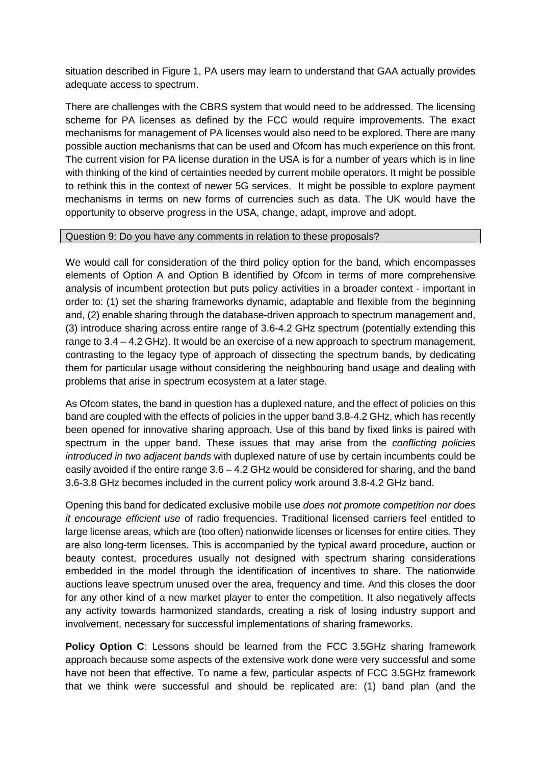situation described in Figure 1, PA users may learn to understand that GAA actually provides adequate access to spectrum.

There are challenges with the CBRS system that would need to be addressed. The licensing scheme for PA licenses as defined by the FCC would require improvements. The exact mechanisms for management of PA licenses would also need to be explored. There are many possible auction mechanisms that can be used and Ofcom has much experience on this front. The current vision for PA license duration in the USA is for a number of years which is in line with thinking of the kind of certainties needed by current mobile operators. It might be possible to rethink this in the context of newer 5G services. It might be possible to explore payment mechanisms in terms on new forms of currencies such as data. The UK would have the opportunity to observe progress in the USA, change, adapt, improve and adopt.

| Question 9: Do you have any comments in relation to these proposals? |
| --- |

We would call for consideration of the third policy option for the band, which encompasses elements of Option A and Option B identified by Ofcom in terms of more comprehensive analysis of incumbent protection but puts policy activities in a broader context - important in order to: (1) set the sharing frameworks dynamic, adaptable and flexible from the beginning and, (2) enable sharing through the database-driven approach to spectrum management and, (3) introduce sharing across entire range of 3.6-4.2 GHz spectrum (potentially extending this range to 3.4 – 4.2 GHz). It would be an exercise of a new approach to spectrum management, contrasting to the legacy type of approach of dissecting the spectrum bands, by dedicating them for particular usage without considering the neighbouring band usage and dealing with problems that arise in spectrum ecosystem at a later stage.

As Ofcom states, the band in question has a duplexed nature, and the effect of policies on this band are coupled with the effects of policies in the upper band 3.8-4.2 GHz, which has recently been opened for innovative sharing approach. Use of this band by fixed links is paired with spectrum in the upper band. These issues that may arise from the *conflicting policies introduced in two adjacent bands* with duplexed nature of use by certain incumbents could be easily avoided if the entire range 3.6 – 4.2 GHz would be considered for sharing, and the band 3.6-3.8 GHz becomes included in the current policy work around 3.8-4.2 GHz band.

Opening this band for dedicated exclusive mobile use *does not promote competition nor does it encourage efficient use* of radio frequencies. Traditional licensed carriers feel entitled to large license areas, which are (too often) nationwide licenses or licenses for entire cities. They are also long-term licenses. This is accompanied by the typical award procedure, auction or beauty contest, procedures usually not designed with spectrum sharing considerations embedded in the model through the identification of incentives to share. The nationwide auctions leave spectrum unused over the area, frequency and time. And this closes the door for any other kind of a new market player to enter the competition. It also negatively affects any activity towards harmonized standards, creating a risk of losing industry support and involvement, necessary for successful implementations of sharing frameworks.

**Policy Option C**: Lessons should be learned from the FCC 3.5GHz sharing framework approach because some aspects of the extensive work done were very successful and some have not been that effective. To name a few, particular aspects of FCC 3.5GHz framework that we think were successful and should be replicated are: (1) band plan (and the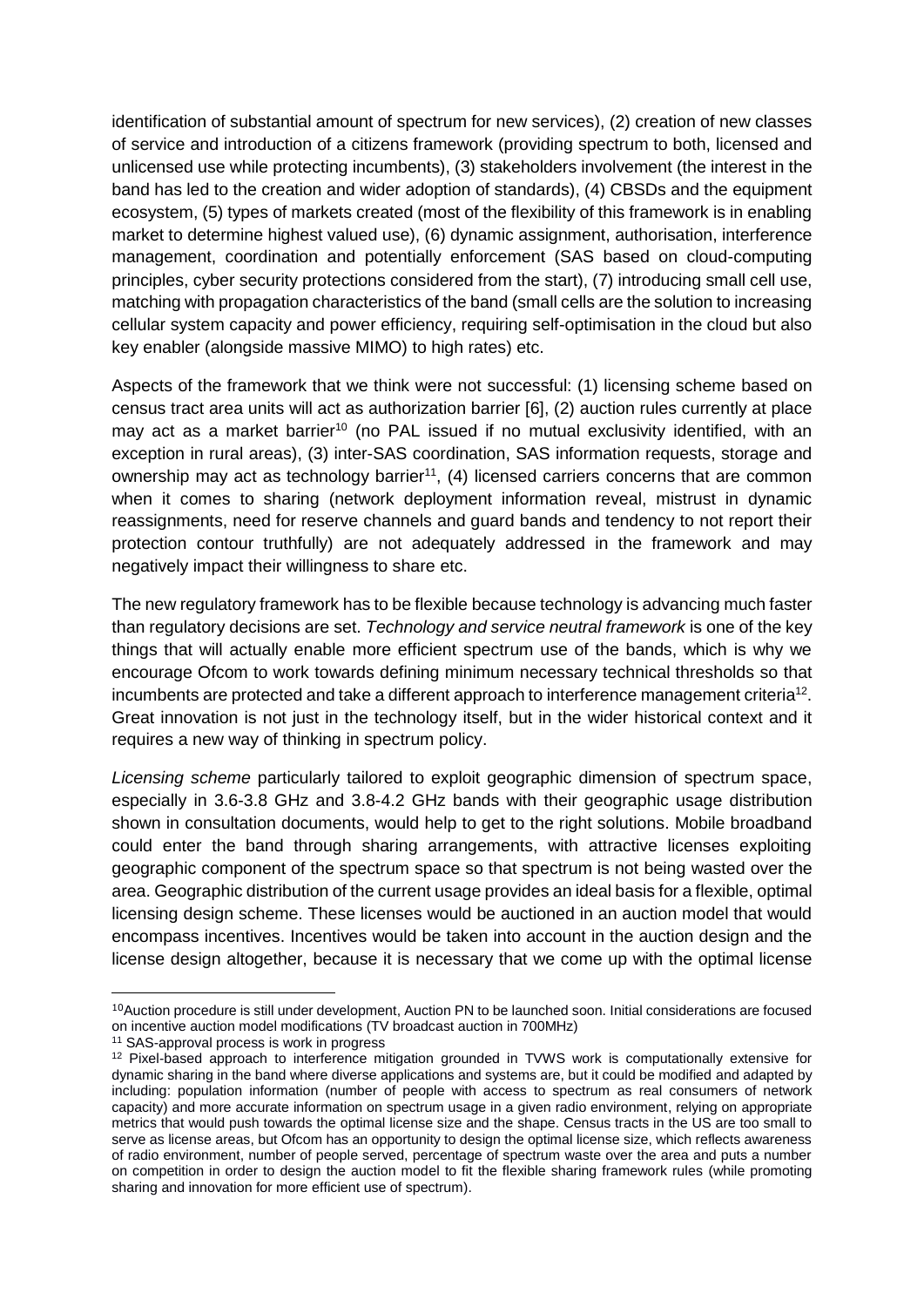identification of substantial amount of spectrum for new services), (2) creation of new classes of service and introduction of a citizens framework (providing spectrum to both, licensed and unlicensed use while protecting incumbents), (3) stakeholders involvement (the interest in the band has led to the creation and wider adoption of standards), (4) CBSDs and the equipment ecosystem, (5) types of markets created (most of the flexibility of this framework is in enabling market to determine highest valued use), (6) dynamic assignment, authorisation, interference management, coordination and potentially enforcement (SAS based on cloud-computing principles, cyber security protections considered from the start), (7) introducing small cell use, matching with propagation characteristics of the band (small cells are the solution to increasing cellular system capacity and power efficiency, requiring self-optimisation in the cloud but also key enabler (alongside massive MIMO) to high rates) etc.

Aspects of the framework that we think were not successful: (1) licensing scheme based on census tract area units will act as authorization barrier [6], (2) auction rules currently at place may act as a market barrier[10] (no PAL issued if no mutual exclusivity identified, with an exception in rural areas), (3) inter-SAS coordination, SAS information requests, storage and ownership may act as technology barrier[11], (4) licensed carriers concerns that are common when it comes to sharing (network deployment information reveal, mistrust in dynamic reassignments, need for reserve channels and guard bands and tendency to not report their protection contour truthfully) are not adequately addressed in the framework and may negatively impact their willingness to share etc.

The new regulatory framework has to be flexible because technology is advancing much faster than regulatory decisions are set. *Technology and service neutral framework* is one of the key things that will actually enable more efficient spectrum use of the bands, which is why we encourage Ofcom to work towards defining minimum necessary technical thresholds so that incumbents are protected and take a different approach to interference management criteria[12]. Great innovation is not just in the technology itself, but in the wider historical context and it requires a new way of thinking in spectrum policy.

*Licensing scheme* particularly tailored to exploit geographic dimension of spectrum space, especially in 3.6-3.8 GHz and 3.8-4.2 GHz bands with their geographic usage distribution shown in consultation documents, would help to get to the right solutions. Mobile broadband could enter the band through sharing arrangements, with attractive licenses exploiting geographic component of the spectrum space so that spectrum is not being wasted over the area. Geographic distribution of the current usage provides an ideal basis for a flexible, optimal licensing design scheme. These licenses would be auctioned in an auction model that would encompass incentives. Incentives would be taken into account in the auction design and the license design altogether, because it is necessary that we come up with the optimal license

---

[10] Auction procedure is still under development, Auction PN to be launched soon. Initial considerations are focused on incentive auction model modifications (TV broadcast auction in 700MHz)

[11] SAS-approval process is work in progress

[12] Pixel-based approach to interference mitigation grounded in TVWS work is computationally extensive for dynamic sharing in the band where diverse applications and systems are, but it could be modified and adapted by including: population information (number of people with access to spectrum as real consumers of network capacity) and more accurate information on spectrum usage in a given radio environment, relying on appropriate metrics that would push towards the optimal license size and the shape. Census tracts in the US are too small to serve as license areas, but Ofcom has an opportunity to design the optimal license size, which reflects awareness of radio environment, number of people served, percentage of spectrum waste over the area and puts a number on competition in order to design the auction model to fit the flexible sharing framework rules (while promoting sharing and innovation for more efficient use of spectrum).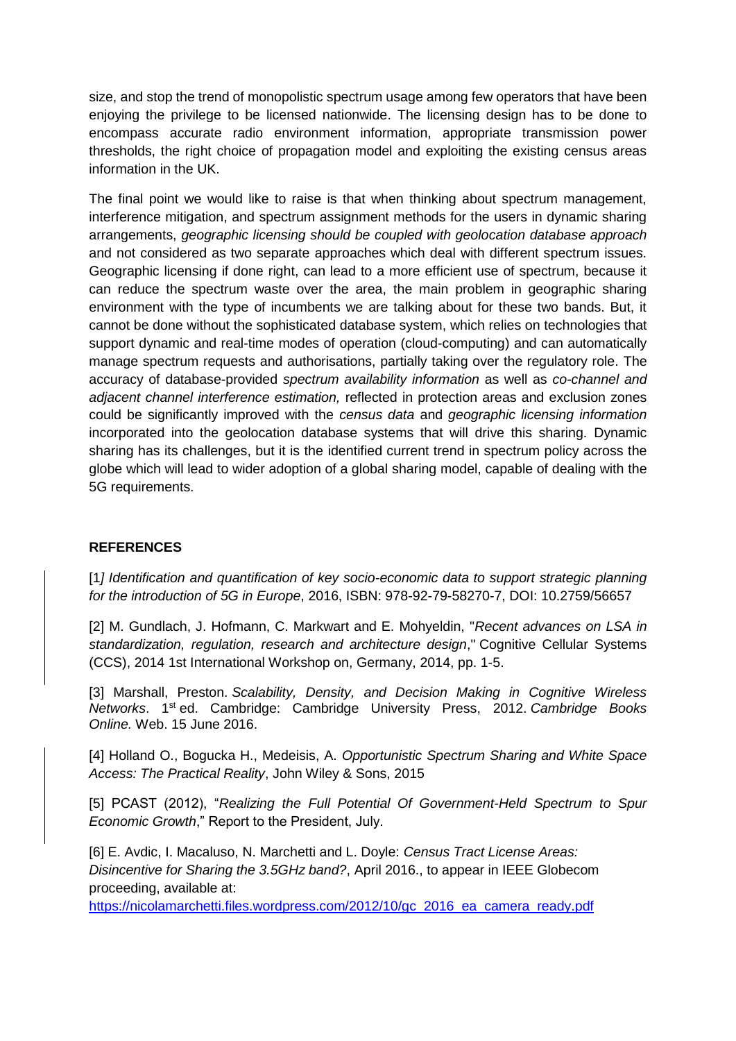size, and stop the trend of monopolistic spectrum usage among few operators that have been enjoying the privilege to be licensed nationwide. The licensing design has to be done to encompass accurate radio environment information, appropriate transmission power thresholds, the right choice of propagation model and exploiting the existing census areas information in the UK.

The final point we would like to raise is that when thinking about spectrum management, interference mitigation, and spectrum assignment methods for the users in dynamic sharing arrangements, *geographic licensing should be coupled with geolocation database approach* and not considered as two separate approaches which deal with different spectrum issues. Geographic licensing if done right, can lead to a more efficient use of spectrum, because it can reduce the spectrum waste over the area, the main problem in geographic sharing environment with the type of incumbents we are talking about for these two bands. But, it cannot be done without the sophisticated database system, which relies on technologies that support dynamic and real-time modes of operation (cloud-computing) and can automatically manage spectrum requests and authorisations, partially taking over the regulatory role. The accuracy of database-provided *spectrum availability information* as well as *co-channel and adjacent channel interference estimation,* reflected in protection areas and exclusion zones could be significantly improved with the *census data* and *geographic licensing information* incorporated into the geolocation database systems that will drive this sharing. Dynamic sharing has its challenges, but it is the identified current trend in spectrum policy across the globe which will lead to wider adoption of a global sharing model, capable of dealing with the 5G requirements.

**REFERENCES**

[1*] Identification and quantification of key socio-economic data to support strategic planning for the introduction of 5G in Europe*, 2016, ISBN: 978-92-79-58270-7, DOI: 10.2759/56657

[2] M. Gundlach, J. Hofmann, C. Markwart and E. Mohyeldin, "*Recent advances on LSA in standardization, regulation, research and architecture design*," Cognitive Cellular Systems (CCS), 2014 1st International Workshop on, Germany, 2014, pp. 1-5.

[3] Marshall, Preston. *Scalability, Density, and Decision Making in Cognitive Wireless Networks*. 1st ed. Cambridge: Cambridge University Press, 2012. *Cambridge Books Online.* Web. 15 June 2016.

[4] Holland O., Bogucka H., Medeisis, A. *Opportunistic Spectrum Sharing and White Space Access: The Practical Reality*, John Wiley & Sons, 2015

[5] PCAST (2012), "*Realizing the Full Potential Of Government-Held Spectrum to Spur Economic Growth*," Report to the President, July.

[6] E. Avdic, I. Macaluso, N. Marchetti and L. Doyle: *Census Tract License Areas: Disincentive for Sharing the 3.5GHz band?*, April 2016., to appear in IEEE Globecom proceeding, available at: https://nicolamarchetti.files.wordpress.com/2012/10/gc_2016_ea_camera_ready.pdf